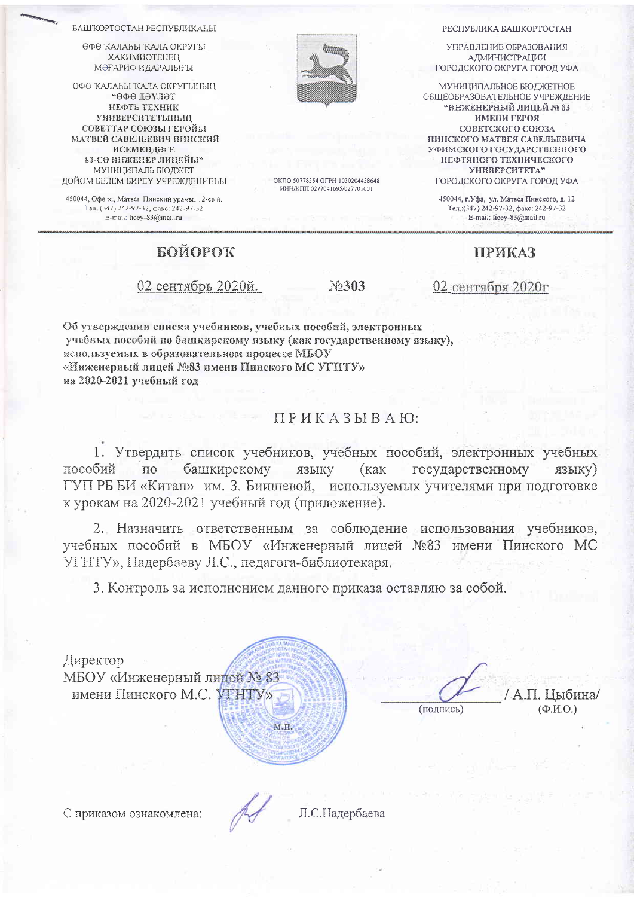БАШҠОРТОСТАН РЕСПУБЛИКАҺЫ

ӨФӨ ҠАЛАҺЫ ҠАЛА ОКРУГЫ ХАКИМИӘТЕНЕҢ МӘҒАРИФ ИДАРАЛЫҒЫ

ӨФӨ ҠАЛАҺЫ ҠАЛА ОКРУГЫНЫҢ "ӨФӨ ДӘҮЛӘТ НЕФТЬ ТЕХНИК УНИВЕРСИТЕТЫНЫҢ СОВЕТТАР СОЮЗЫ ГЕРОЙЫ МАТВЕЙ САВЕЛЬЕВИЧ ПИНСКИЙ ИСЕМЕНДӘГЕ 83-СӨ ИНЖЕНЕР ЛИЦЕЙЫ" МУНИЦИПАЛЬ БЮДЖЕТ ДӨЙӨМ БЕЛЕМ БИРЕҮ УЧРЕЖДЕНИЕҺЫ

450044, Өфө ҡ., Матвей Пинский урамы, 12-се й.
Тел.:(347) 242-97-32, факс: 242-97-32
E-mail: licey-83@mail.ru

ОКПО 50778354 ОГРН 1030204438648
ИНН/КПП 0277041695/027701001

РЕСПУБЛИКА БАШКОРТОСТАН

УПРАВЛЕНИЕ ОБРАЗОВАНИЯ АДМИНИСТРАЦИИ ГОРОДСКОГО ОКРУГА ГОРОД УФА

МУНИЦИПАЛЬНОЕ БЮДЖЕТНОЕ ОБЩЕОБРАЗОВАТЕЛЬНОЕ УЧРЕЖДЕНИЕ "ИНЖЕНЕРНЫЙ ЛИЦЕЙ № 83 ИМЕНИ ГЕРОЯ СОВЕТСКОГО СОЮЗА ПИНСКОГО МАТВЕЯ САВЕЛЬЕВИЧА УФИМСКОГО ГОСУДАРСТВЕННОГО НЕФТЯНОГО ТЕХНИЧЕСКОГО УНИВЕРСИТЕТА" ГОРОДСКОГО ОКРУГА ГОРОД УФА

450044, г.Уфа, ул. Матвея Пинского, д. 12
Тел.:(347) 242-97-32, факс: 242-97-32
E-mail: licey-83@mail.ru

**БОЙОРОҠ** **ПРИКАЗ**

02 сентябрь 2020й. №303 02 сентября 2020г

**Об утверждении списка учебников, учебных пособий, электронных учебных пособий по башкирскому языку (как государственному языку), используемых в образовательном процессе МБОУ «Инженерный лицей №83 имени Пинского МС УГНТУ» на 2020-2021 учебный год**

ПРИКАЗЫВАЮ:

1. Утвердить список учебников, учебных пособий, электронных учебных пособий по башкирскому языку (как государственному языку) ГУП РБ БИ «Китап» им. З. Биишевой, используемых учителями при подготовке к урокам на 2020-2021 учебный год (приложение).

2. Назначить ответственным за соблюдение использования учебников, учебных пособий в МБОУ «Инженерный лицей №83 имени Пинского МС УГНТУ», Надербаеву Л.С., педагога-библиотекаря.

3. Контроль за исполнением данного приказа оставляю за собой.

Директор
МБОУ «Инженерный лицей № 83 имени Пинского М.С. УГНТУ» _____________ / А.П. Цыбина/
(подпись) (Ф.И.О.)

М.П.

С приказом ознакомлена: Л.С.Надербаева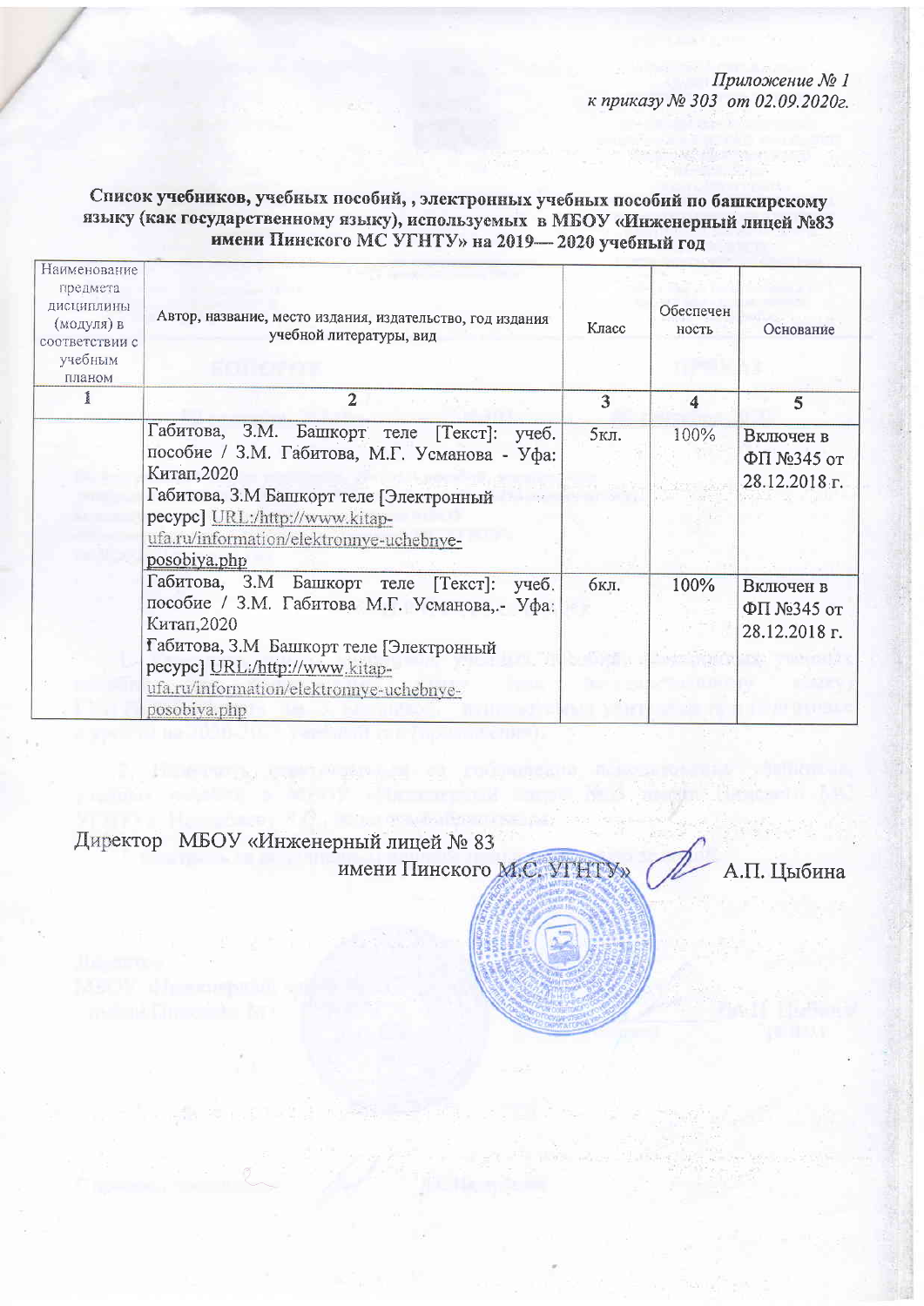*Приложение № 1*
*к приказу № 303 от 02.09.2020г.*

**Список учебников, учебных пособий, , электронных учебных пособий по башкирскому языку (как государственному языку), используемых в МБОУ «Инженерный лицей №83 имени Пинского МС УГНТУ» на 2019— 2020 учебный год**

| Наименование предмета дисциплины (модуля) в соответствии с учебным планом | Автор, название, место издания, издательство, год издания учебной литературы, вид | Класс | Обеспеченность | Основание |
|---|---|---|---|---|
| 1 | 2 | 3 | 4 | 5 |
| | Габитова, З.М. Башкорт теле [Текст]: учеб. пособие / З.М. Габитова, М.Г. Усманова - Уфа: Китап,2020 Габитова, З.М Башкорт теле [Электронный ресурс] URL:/http://www.kitap-ufa.ru/information/elektronnye-uchebnye-posobiya.php | 5кл. | 100% | Включен в ФП №345 от 28.12.2018 г. |
| | Габитова, З.М Башкорт теле [Текст]: учеб. пособие / З.М. Габитова М.Г. Усманова,.- Уфа: Китап,2020 Габитова, З.М Башкорт теле [Электронный ресурс] URL:/http://www.kitap-ufa.ru/information/elektronnye-uchebnye-posobiya.php | 6кл. | 100% | Включен в ФП №345 от 28.12.2018 г. |

Директор МБОУ «Инженерный лицей № 83 имени Пинского М.С. УГНТУ» А.П. Цыбина